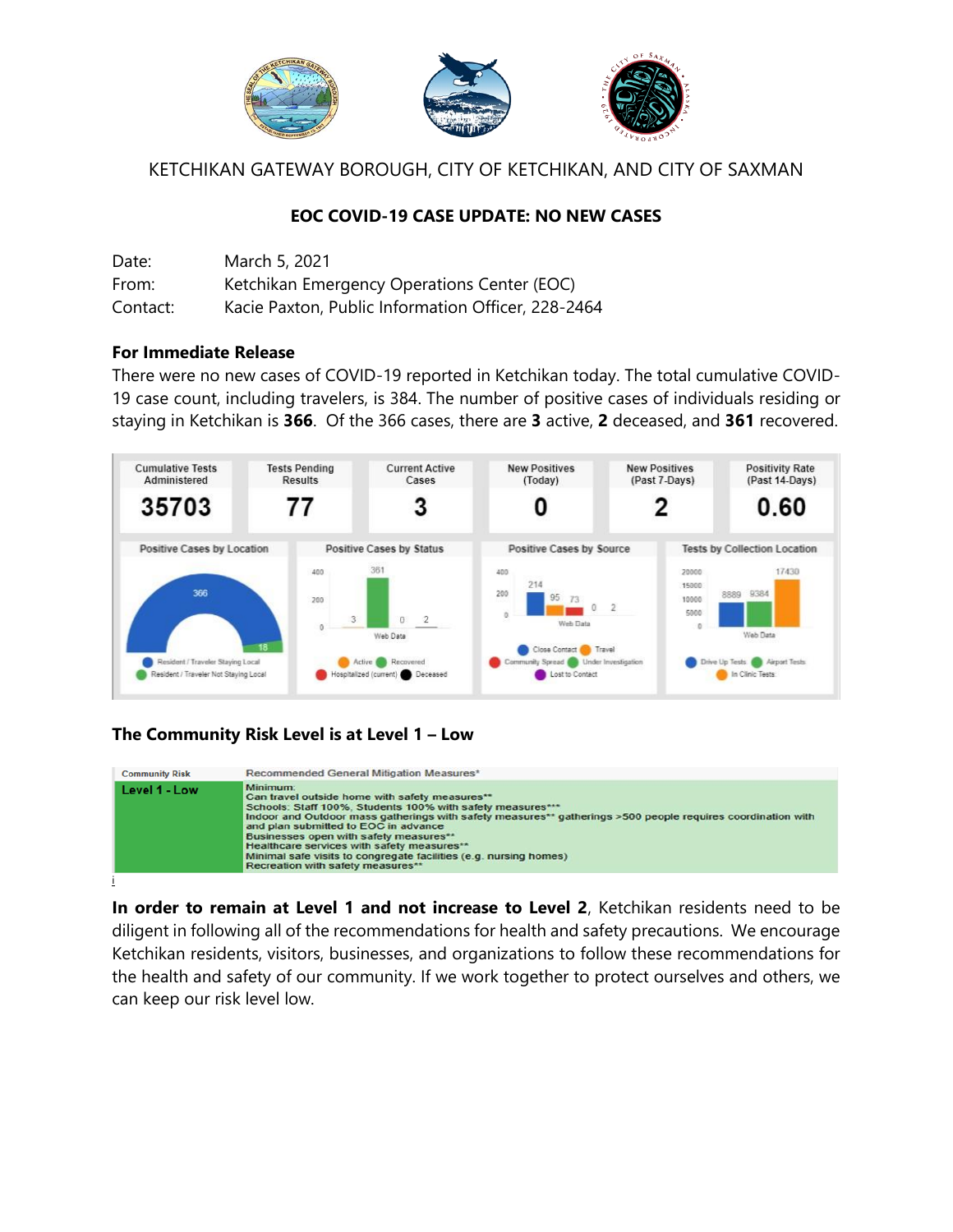KETCHIKAN GATEWAY BOROUGH, CITY OF KETCHIKAN, AND CITY OF SAXMAN

## EOC COVID-19 CASE UPDATE: NO NEW CASES

Date: March 5, 2021
From: Ketchikan Emergency Operations Center (EOC)
Contact: Kacie Paxton, Public Information Officer, 228-2464

**For Immediate Release**

There were no new cases of COVID-19 reported in Ketchikan today. The total cumulative COVID-19 case count, including travelers, is 384. The number of positive cases of individuals residing or staying in Ketchikan is **366**. Of the 366 cases, there are **3** active, **2** deceased, and **361** recovered.

| Cumulative Tests Administered | Tests Pending Results | Current Active Cases | New Positives (Today) | New Positives (Past 7-Days) | Positivity Rate (Past 14-Days) |
|---|---|---|---|---|---|
| 35703 | 77 | 3 | 0 | 2 | 0.60 |

**Positive Cases by Location:** Resident / Traveler Staying Local: 366; Resident / Traveler Not Staying Local: 18

**Positive Cases by Status:** Active: 3; Recovered: 361; Hospitalized (current): 0; Deceased: 2

**Positive Cases by Source:** Close Contact: 214; Travel: 95; Community Spread: 73; Under Investigation: 0; Lost to Contact: 2

**Tests by Collection Location:** Drive Up Tests: 8889; Airport Tests: 9384; In Clinic Tests: 17430

### The Community Risk Level is at Level 1 – Low

| Community Risk | Recommended General Mitigation Measures* |
|---|---|
| Level 1 - Low | Minimum:<br>Can travel outside home with safety measures**<br>Schools: Staff 100%, Students 100% with safety measures***<br>Indoor and Outdoor mass gatherings with safety measures** gatherings >500 people requires coordination with and plan submitted to EOC in advance<br>Businesses open with safety measures**<br>Healthcare services with safety measures**<br>Minimal safe visits to congregate facilities (e.g. nursing homes)<br>Recreation with safety measures** |

i

**In order to remain at Level 1 and not increase to Level 2**, Ketchikan residents need to be diligent in following all of the recommendations for health and safety precautions. We encourage Ketchikan residents, visitors, businesses, and organizations to follow these recommendations for the health and safety of our community. If we work together to protect ourselves and others, we can keep our risk level low.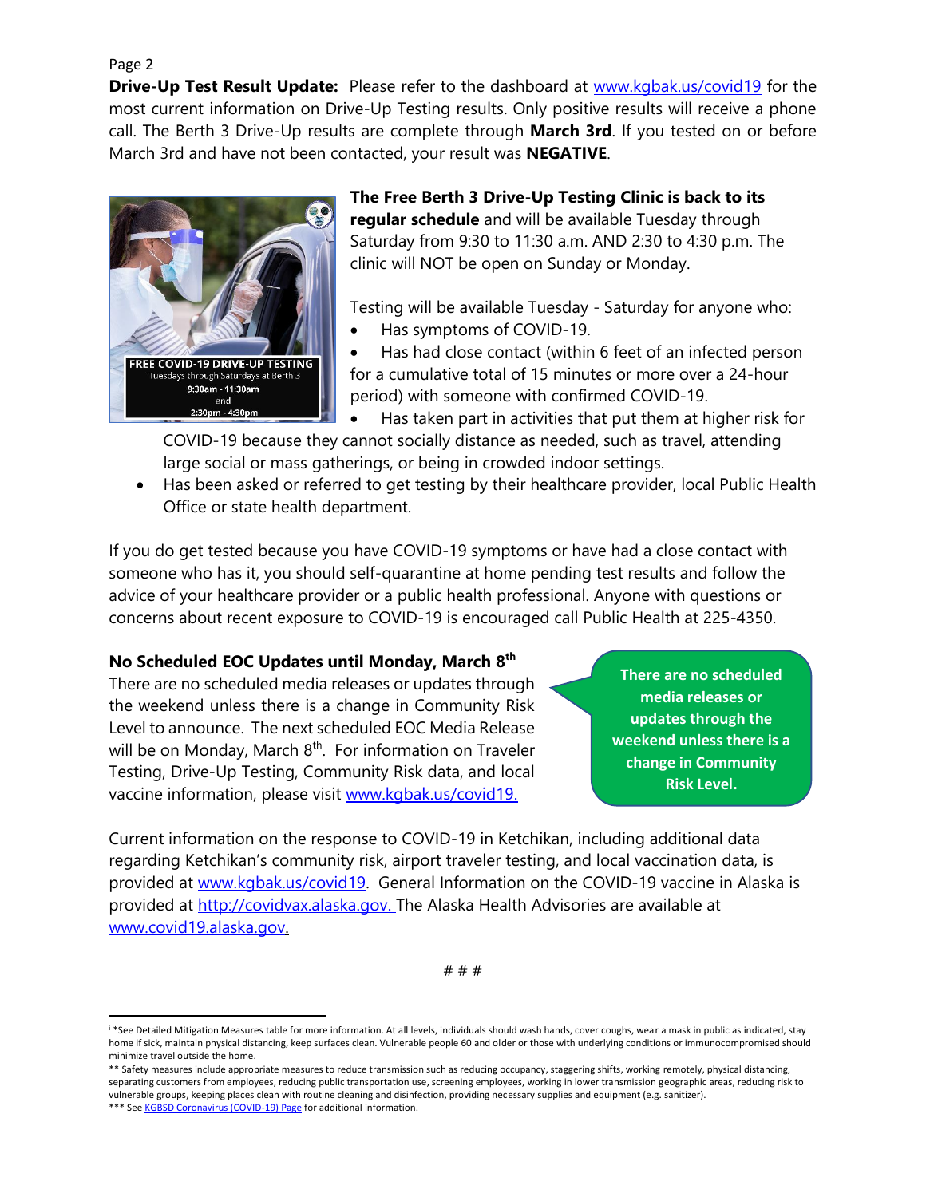**Drive-Up Test Result Update:** Please refer to the dashboard at www.kgbak.us/covid19 for the most current information on Drive-Up Testing results. Only positive results will receive a phone call. The Berth 3 Drive-Up results are complete through **March 3rd**. If you tested on or before March 3rd and have not been contacted, your result was **NEGATIVE**.

**The Free Berth 3 Drive-Up Testing Clinic is back to its regular schedule** and will be available Tuesday through Saturday from 9:30 to 11:30 a.m. AND 2:30 to 4:30 p.m. The clinic will NOT be open on Sunday or Monday.

Testing will be available Tuesday - Saturday for anyone who:

- Has symptoms of COVID-19.
- Has had close contact (within 6 feet of an infected person for a cumulative total of 15 minutes or more over a 24-hour period) with someone with confirmed COVID-19.
- Has taken part in activities that put them at higher risk for COVID-19 because they cannot socially distance as needed, such as travel, attending large social or mass gatherings, or being in crowded indoor settings.
- Has been asked or referred to get testing by their healthcare provider, local Public Health Office or state health department.

If you do get tested because you have COVID-19 symptoms or have had a close contact with someone who has it, you should self-quarantine at home pending test results and follow the advice of your healthcare provider or a public health professional. Anyone with questions or concerns about recent exposure to COVID-19 is encouraged call Public Health at 225-4350.

**No Scheduled EOC Updates until Monday, March 8th**

There are no scheduled media releases or updates through the weekend unless there is a change in Community Risk Level to announce. The next scheduled EOC Media Release will be on Monday, March 8th. For information on Traveler Testing, Drive-Up Testing, Community Risk data, and local vaccine information, please visit www.kgbak.us/covid19.

**There are no scheduled media releases or updates through the weekend unless there is a change in Community Risk Level.**

Current information on the response to COVID-19 in Ketchikan, including additional data regarding Ketchikan's community risk, airport traveler testing, and local vaccination data, is provided at www.kgbak.us/covid19. General Information on the COVID-19 vaccine in Alaska is provided at http://covidvax.alaska.gov. The Alaska Health Advisories are available at www.covid19.alaska.gov.

# # #

---

[i] *See Detailed Mitigation Measures table for more information. At all levels, individuals should wash hands, cover coughs, wear a mask in public as indicated, stay home if sick, maintain physical distancing, keep surfaces clean. Vulnerable people 60 and older or those with underlying conditions or immunocompromised should minimize travel outside the home.

** Safety measures include appropriate measures to reduce transmission such as reducing occupancy, staggering shifts, working remotely, physical distancing, separating customers from employees, reducing public transportation use, screening employees, working in lower transmission geographic areas, reducing risk to vulnerable groups, keeping places clean with routine cleaning and disinfection, providing necessary supplies and equipment (e.g. sanitizer).

*** See KGBSD Coronavirus (COVID-19) Page for additional information.